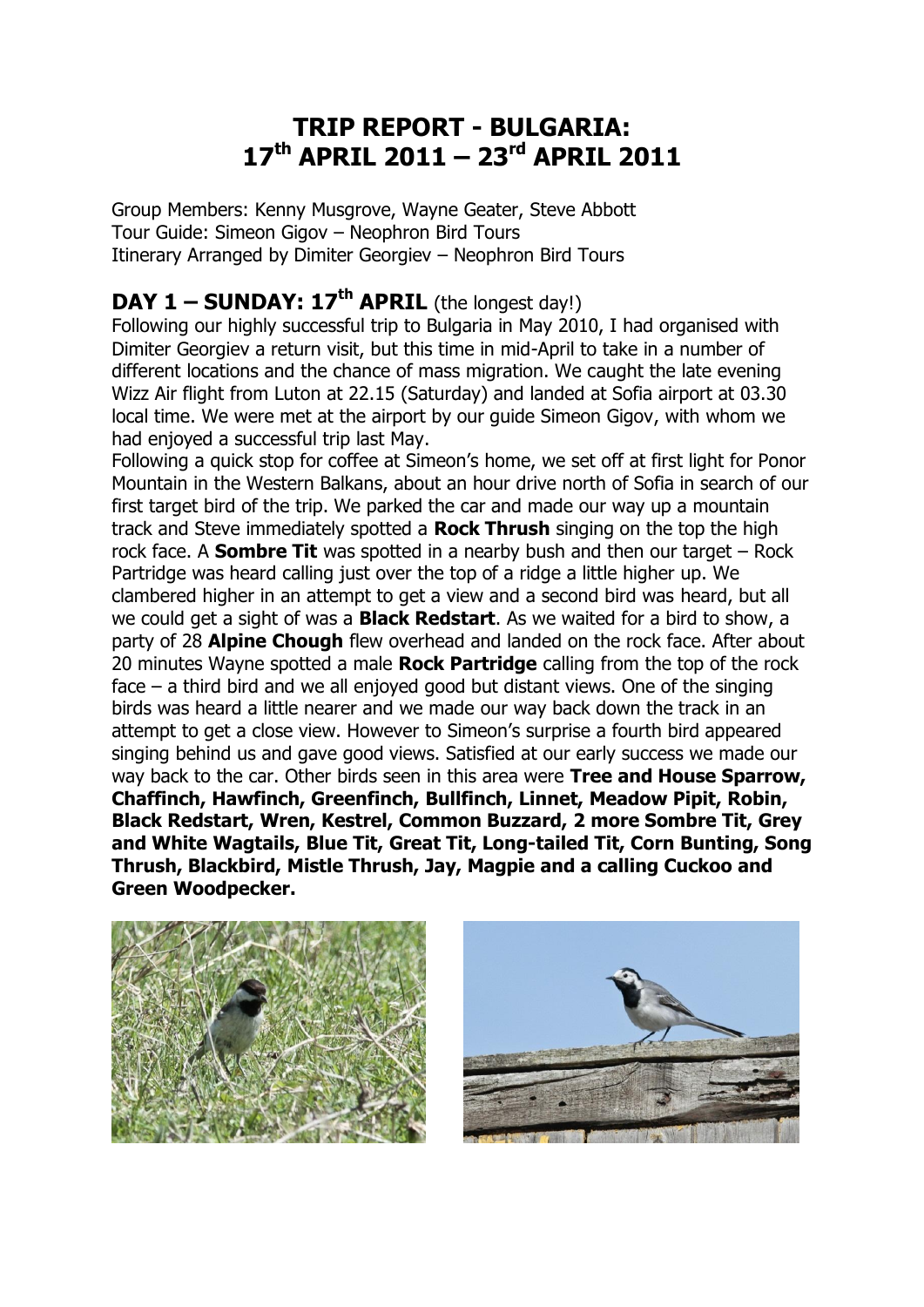# TRIP REPORT - BULGARIA: 17th APRIL 2011 – 23rd APRIL 2011

Group Members: Kenny Musgrove, Wayne Geater, Steve Abbott
Tour Guide: Simeon Gigov – Neophron Bird Tours
Itinerary Arranged by Dimiter Georgiev – Neophron Bird Tours

## DAY 1 – SUNDAY: 17th APRIL (the longest day!)

Following our highly successful trip to Bulgaria in May 2010, I had organised with Dimiter Georgiev a return visit, but this time in mid-April to take in a number of different locations and the chance of mass migration. We caught the late evening Wizz Air flight from Luton at 22.15 (Saturday) and landed at Sofia airport at 03.30 local time. We were met at the airport by our guide Simeon Gigov, with whom we had enjoyed a successful trip last May.

Following a quick stop for coffee at Simeon's home, we set off at first light for Ponor Mountain in the Western Balkans, about an hour drive north of Sofia in search of our first target bird of the trip. We parked the car and made our way up a mountain track and Steve immediately spotted a **Rock Thrush** singing on the top the high rock face. A **Sombre Tit** was spotted in a nearby bush and then our target – Rock Partridge was heard calling just over the top of a ridge a little higher up. We clambered higher in an attempt to get a view and a second bird was heard, but all we could get a sight of was a **Black Redstart**. As we waited for a bird to show, a party of 28 **Alpine Chough** flew overhead and landed on the rock face. After about 20 minutes Wayne spotted a male **Rock Partridge** calling from the top of the rock face – a third bird and we all enjoyed good but distant views. One of the singing birds was heard a little nearer and we made our way back down the track in an attempt to get a close view. However to Simeon's surprise a fourth bird appeared singing behind us and gave good views. Satisfied at our early success we made our way back to the car. Other birds seen in this area were **Tree and House Sparrow, Chaffinch, Hawfinch, Greenfinch, Bullfinch, Linnet, Meadow Pipit, Robin, Black Redstart, Wren, Kestrel, Common Buzzard, 2 more Sombre Tit, Grey and White Wagtails, Blue Tit, Great Tit, Long-tailed Tit, Corn Bunting, Song Thrush, Blackbird, Mistle Thrush, Jay, Magpie and a calling Cuckoo and Green Woodpecker.**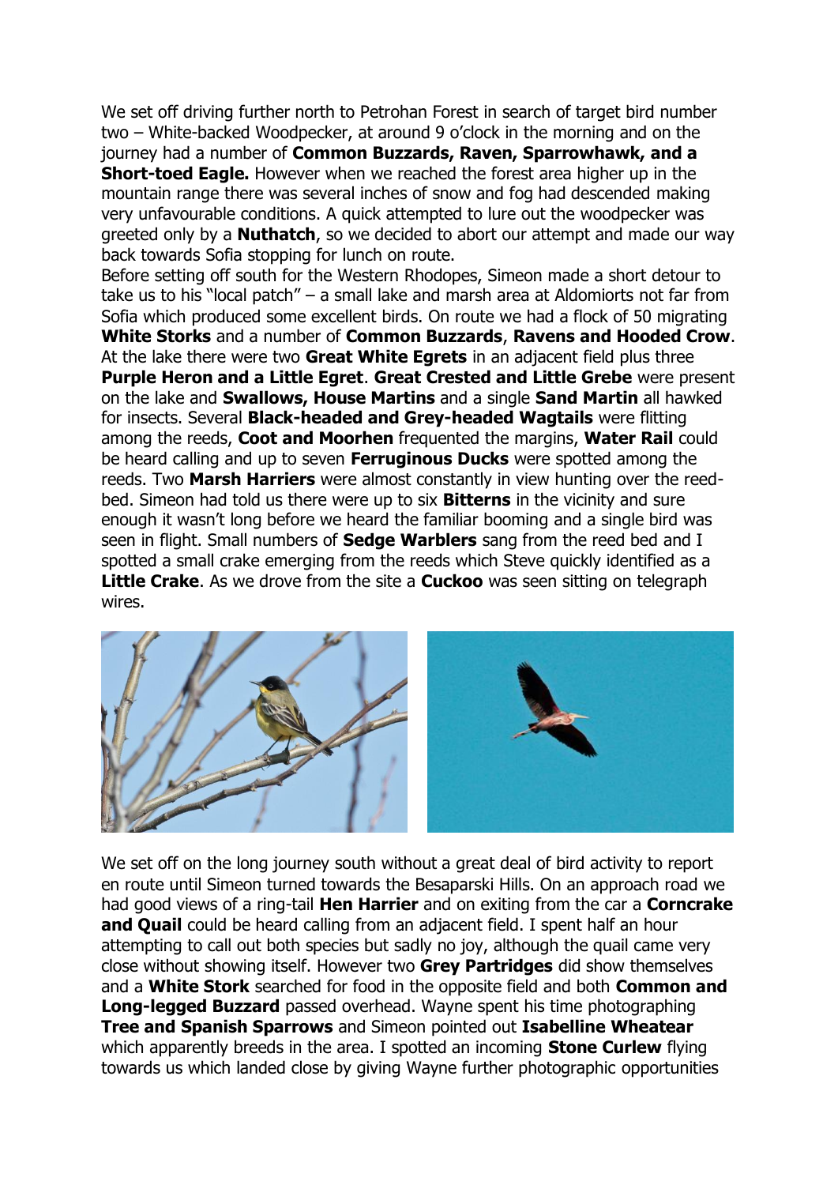We set off driving further north to Petrohan Forest in search of target bird number two – White-backed Woodpecker, at around 9 o'clock in the morning and on the journey had a number of **Common Buzzards, Raven, Sparrowhawk, and a Short-toed Eagle.** However when we reached the forest area higher up in the mountain range there was several inches of snow and fog had descended making very unfavourable conditions. A quick attempted to lure out the woodpecker was greeted only by a **Nuthatch**, so we decided to abort our attempt and made our way back towards Sofia stopping for lunch on route.

Before setting off south for the Western Rhodopes, Simeon made a short detour to take us to his "local patch" – a small lake and marsh area at Aldomiorts not far from Sofia which produced some excellent birds. On route we had a flock of 50 migrating **White Storks** and a number of **Common Buzzards**, **Ravens and Hooded Crow**. At the lake there were two **Great White Egrets** in an adjacent field plus three **Purple Heron and a Little Egret**. **Great Crested and Little Grebe** were present on the lake and **Swallows, House Martins** and a single **Sand Martin** all hawked for insects. Several **Black-headed and Grey-headed Wagtails** were flitting among the reeds, **Coot and Moorhen** frequented the margins, **Water Rail** could be heard calling and up to seven **Ferruginous Ducks** were spotted among the reeds. Two **Marsh Harriers** were almost constantly in view hunting over the reed-bed. Simeon had told us there were up to six **Bitterns** in the vicinity and sure enough it wasn't long before we heard the familiar booming and a single bird was seen in flight. Small numbers of **Sedge Warblers** sang from the reed bed and I spotted a small crake emerging from the reeds which Steve quickly identified as a **Little Crake**. As we drove from the site a **Cuckoo** was seen sitting on telegraph wires.

We set off on the long journey south without a great deal of bird activity to report en route until Simeon turned towards the Besaparski Hills. On an approach road we had good views of a ring-tail **Hen Harrier** and on exiting from the car a **Corncrake and Quail** could be heard calling from an adjacent field. I spent half an hour attempting to call out both species but sadly no joy, although the quail came very close without showing itself. However two **Grey Partridges** did show themselves and a **White Stork** searched for food in the opposite field and both **Common and Long-legged Buzzard** passed overhead. Wayne spent his time photographing **Tree and Spanish Sparrows** and Simeon pointed out **Isabelline Wheatear** which apparently breeds in the area. I spotted an incoming **Stone Curlew** flying towards us which landed close by giving Wayne further photographic opportunities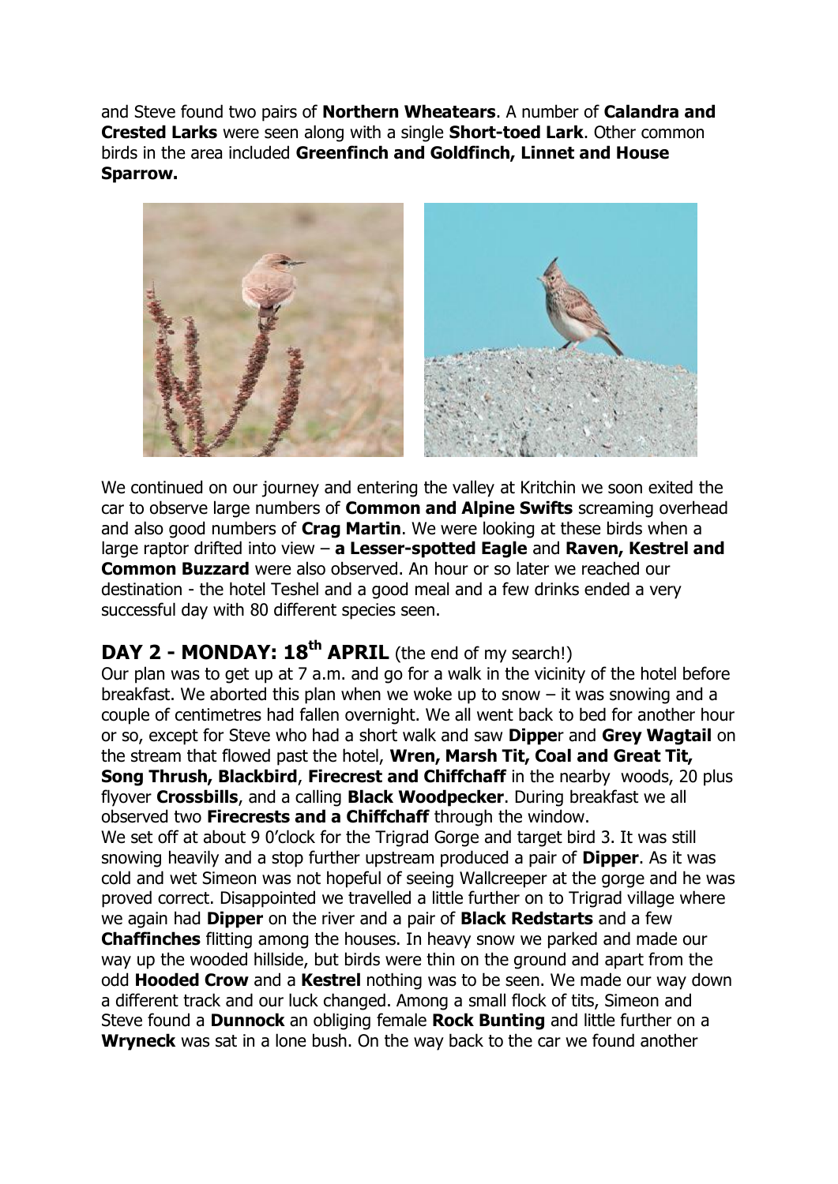and Steve found two pairs of **Northern Wheatears**. A number of **Calandra and Crested Larks** were seen along with a single **Short-toed Lark**. Other common birds in the area included **Greenfinch and Goldfinch, Linnet and House Sparrow.**

We continued on our journey and entering the valley at Kritchin we soon exited the car to observe large numbers of **Common and Alpine Swifts** screaming overhead and also good numbers of **Crag Martin**. We were looking at these birds when a large raptor drifted into view – **a Lesser-spotted Eagle** and **Raven, Kestrel and Common Buzzard** were also observed. An hour or so later we reached our destination - the hotel Teshel and a good meal and a few drinks ended a very successful day with 80 different species seen.

## DAY 2 - MONDAY: 18th APRIL (the end of my search!)

Our plan was to get up at 7 a.m. and go for a walk in the vicinity of the hotel before breakfast. We aborted this plan when we woke up to snow – it was snowing and a couple of centimetres had fallen overnight. We all went back to bed for another hour or so, except for Steve who had a short walk and saw **Dippe**r and **Grey Wagtail** on the stream that flowed past the hotel, **Wren, Marsh Tit, Coal and Great Tit, Song Thrush, Blackbird**, **Firecrest and Chiffchaff** in the nearby woods, 20 plus flyover **Crossbills**, and a calling **Black Woodpecker**. During breakfast we all observed two **Firecrests and a Chiffchaff** through the window.

We set off at about 9 0'clock for the Trigrad Gorge and target bird 3. It was still snowing heavily and a stop further upstream produced a pair of **Dipper**. As it was cold and wet Simeon was not hopeful of seeing Wallcreeper at the gorge and he was proved correct. Disappointed we travelled a little further on to Trigrad village where we again had **Dipper** on the river and a pair of **Black Redstarts** and a few **Chaffinches** flitting among the houses. In heavy snow we parked and made our way up the wooded hillside, but birds were thin on the ground and apart from the odd **Hooded Crow** and a **Kestrel** nothing was to be seen. We made our way down a different track and our luck changed. Among a small flock of tits, Simeon and Steve found a **Dunnock** an obliging female **Rock Bunting** and little further on a **Wryneck** was sat in a lone bush. On the way back to the car we found another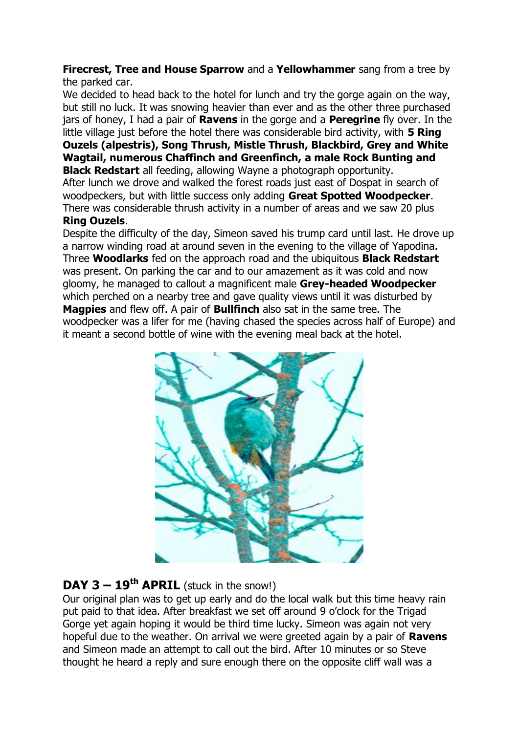**Firecrest, Tree and House Sparrow** and a **Yellowhammer** sang from a tree by the parked car.

We decided to head back to the hotel for lunch and try the gorge again on the way, but still no luck. It was snowing heavier than ever and as the other three purchased jars of honey, I had a pair of **Ravens** in the gorge and a **Peregrine** fly over. In the little village just before the hotel there was considerable bird activity, with **5 Ring Ouzels (alpestris), Song Thrush, Mistle Thrush, Blackbird, Grey and White Wagtail, numerous Chaffinch and Greenfinch, a male Rock Bunting and Black Redstart** all feeding, allowing Wayne a photograph opportunity.

After lunch we drove and walked the forest roads just east of Dospat in search of woodpeckers, but with little success only adding **Great Spotted Woodpecker**. There was considerable thrush activity in a number of areas and we saw 20 plus **Ring Ouzels**.

Despite the difficulty of the day, Simeon saved his trump card until last. He drove up a narrow winding road at around seven in the evening to the village of Yapodina. Three **Woodlarks** fed on the approach road and the ubiquitous **Black Redstart** was present. On parking the car and to our amazement as it was cold and now gloomy, he managed to callout a magnificent male **Grey-headed Woodpecker** which perched on a nearby tree and gave quality views until it was disturbed by **Magpies** and flew off. A pair of **Bullfinch** also sat in the same tree. The woodpecker was a lifer for me (having chased the species across half of Europe) and it meant a second bottle of wine with the evening meal back at the hotel.

## DAY 3 – 19th APRIL (stuck in the snow!)

Our original plan was to get up early and do the local walk but this time heavy rain put paid to that idea. After breakfast we set off around 9 o'clock for the Trigad Gorge yet again hoping it would be third time lucky. Simeon was again not very hopeful due to the weather. On arrival we were greeted again by a pair of **Ravens** and Simeon made an attempt to call out the bird. After 10 minutes or so Steve thought he heard a reply and sure enough there on the opposite cliff wall was a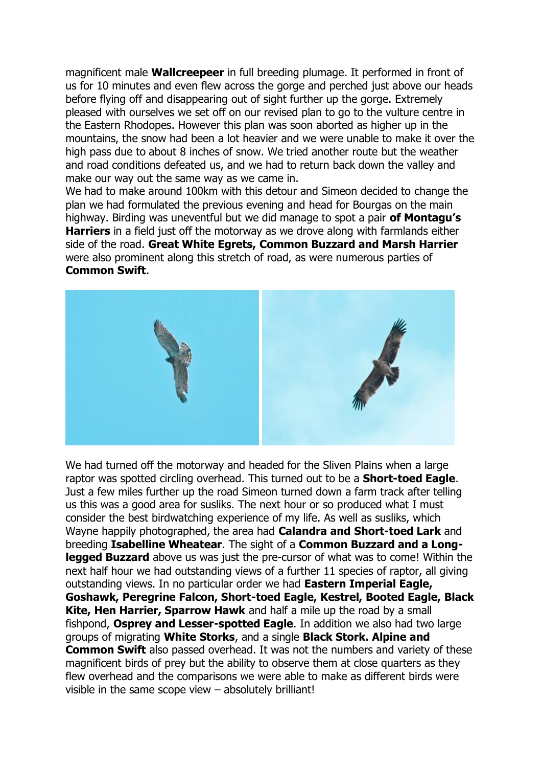magnificent male **Wallcreepeer** in full breeding plumage. It performed in front of us for 10 minutes and even flew across the gorge and perched just above our heads before flying off and disappearing out of sight further up the gorge. Extremely pleased with ourselves we set off on our revised plan to go to the vulture centre in the Eastern Rhodopes. However this plan was soon aborted as higher up in the mountains, the snow had been a lot heavier and we were unable to make it over the high pass due to about 8 inches of snow. We tried another route but the weather and road conditions defeated us, and we had to return back down the valley and make our way out the same way as we came in.

We had to make around 100km with this detour and Simeon decided to change the plan we had formulated the previous evening and head for Bourgas on the main highway. Birding was uneventful but we did manage to spot a pair **of Montagu's Harriers** in a field just off the motorway as we drove along with farmlands either side of the road. **Great White Egrets, Common Buzzard and Marsh Harrier** were also prominent along this stretch of road, as were numerous parties of **Common Swift**.

We had turned off the motorway and headed for the Sliven Plains when a large raptor was spotted circling overhead. This turned out to be a **Short-toed Eagle**. Just a few miles further up the road Simeon turned down a farm track after telling us this was a good area for susliks. The next hour or so produced what I must consider the best birdwatching experience of my life. As well as susliks, which Wayne happily photographed, the area had **Calandra and Short-toed Lark** and breeding **Isabelline Wheatear**. The sight of a **Common Buzzard and a Long-legged Buzzard** above us was just the pre-cursor of what was to come! Within the next half hour we had outstanding views of a further 11 species of raptor, all giving outstanding views. In no particular order we had **Eastern Imperial Eagle, Goshawk, Peregrine Falcon, Short-toed Eagle, Kestrel, Booted Eagle, Black Kite, Hen Harrier, Sparrow Hawk** and half a mile up the road by a small fishpond, **Osprey and Lesser-spotted Eagle**. In addition we also had two large groups of migrating **White Storks**, and a single **Black Stork. Alpine and Common Swift** also passed overhead. It was not the numbers and variety of these magnificent birds of prey but the ability to observe them at close quarters as they flew overhead and the comparisons we were able to make as different birds were visible in the same scope view – absolutely brilliant!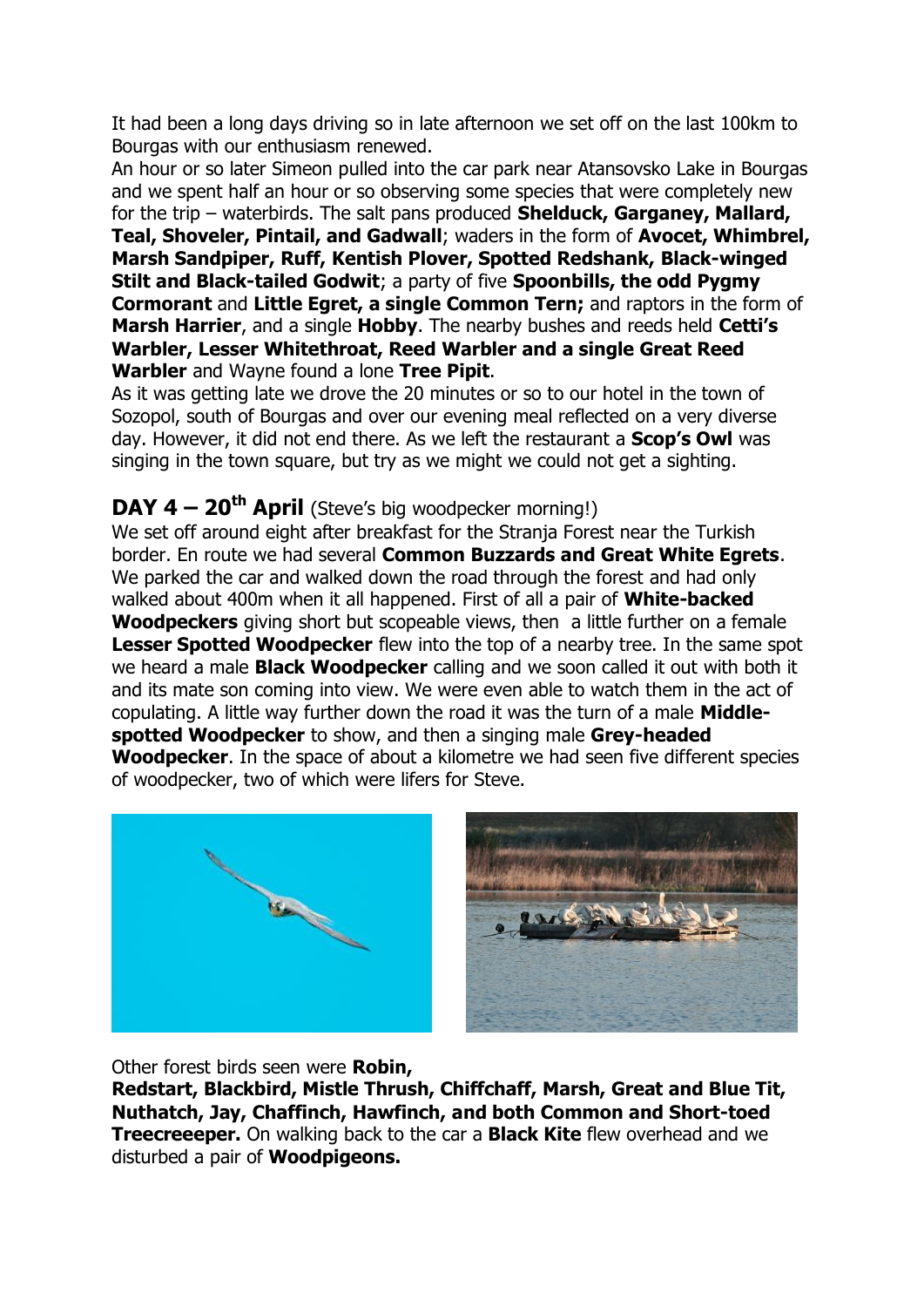It had been a long days driving so in late afternoon we set off on the last 100km to Bourgas with our enthusiasm renewed.
An hour or so later Simeon pulled into the car park near Atansovsko Lake in Bourgas and we spent half an hour or so observing some species that were completely new for the trip – waterbirds. The salt pans produced **Shelduck, Garganey, Mallard, Teal, Shoveler, Pintail, and Gadwall**; waders in the form of **Avocet, Whimbrel, Marsh Sandpiper, Ruff, Kentish Plover, Spotted Redshank, Black-winged Stilt and Black-tailed Godwit**; a party of five **Spoonbills, the odd Pygmy Cormorant** and **Little Egret, a single Common Tern;** and raptors in the form of **Marsh Harrier**, and a single **Hobby**. The nearby bushes and reeds held **Cetti's Warbler, Lesser Whitethroat, Reed Warbler and a single Great Reed Warbler** and Wayne found a lone **Tree Pipit**.
As it was getting late we drove the 20 minutes or so to our hotel in the town of Sozopol, south of Bourgas and over our evening meal reflected on a very diverse day. However, it did not end there. As we left the restaurant a **Scop's Owl** was singing in the town square, but try as we might we could not get a sighting.

## DAY 4 – 20th April (Steve's big woodpecker morning!)

We set off around eight after breakfast for the Stranja Forest near the Turkish border. En route we had several **Common Buzzards and Great White Egrets**. We parked the car and walked down the road through the forest and had only walked about 400m when it all happened. First of all a pair of **White-backed Woodpeckers** giving short but scopeable views, then a little further on a female **Lesser Spotted Woodpecker** flew into the top of a nearby tree. In the same spot we heard a male **Black Woodpecker** calling and we soon called it out with both it and its mate son coming into view. We were even able to watch them in the act of copulating. A little way further down the road it was the turn of a male **Middle-spotted Woodpecker** to show, and then a singing male **Grey-headed Woodpecker**. In the space of about a kilometre we had seen five different species of woodpecker, two of which were lifers for Steve.

Other forest birds seen were **Robin, Redstart, Blackbird, Mistle Thrush, Chiffchaff, Marsh, Great and Blue Tit, Nuthatch, Jay, Chaffinch, Hawfinch, and both Common and Short-toed Treecreeeper.** On walking back to the car a **Black Kite** flew overhead and we disturbed a pair of **Woodpigeons.**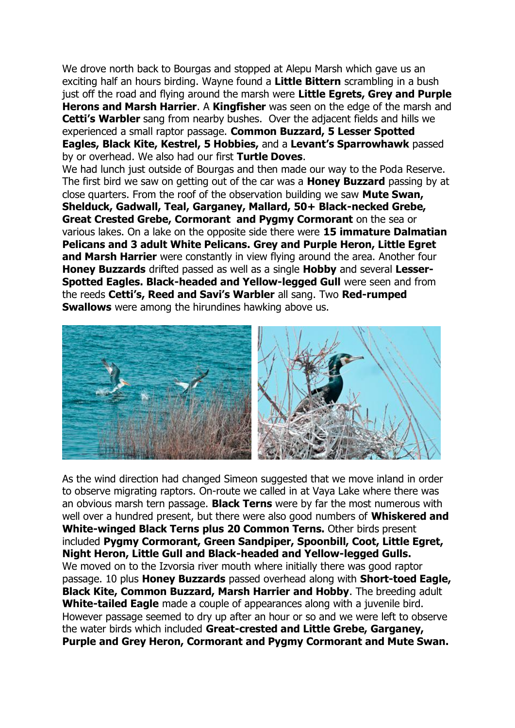We drove north back to Bourgas and stopped at Alepu Marsh which gave us an exciting half an hours birding. Wayne found a **Little Bittern** scrambling in a bush just off the road and flying around the marsh were **Little Egrets, Grey and Purple Herons and Marsh Harrier**. A **Kingfisher** was seen on the edge of the marsh and **Cetti's Warbler** sang from nearby bushes. Over the adjacent fields and hills we experienced a small raptor passage. **Common Buzzard, 5 Lesser Spotted Eagles, Black Kite, Kestrel, 5 Hobbies,** and a **Levant's Sparrowhawk** passed by or overhead. We also had our first **Turtle Doves**.

We had lunch just outside of Bourgas and then made our way to the Poda Reserve. The first bird we saw on getting out of the car was a **Honey Buzzard** passing by at close quarters. From the roof of the observation building we saw **Mute Swan, Shelduck, Gadwall, Teal, Garganey, Mallard, 50+ Black-necked Grebe, Great Crested Grebe, Cormorant and Pygmy Cormorant** on the sea or various lakes. On a lake on the opposite side there were **15 immature Dalmatian Pelicans and 3 adult White Pelicans. Grey and Purple Heron, Little Egret and Marsh Harrier** were constantly in view flying around the area. Another four **Honey Buzzards** drifted passed as well as a single **Hobby** and several **Lesser-Spotted Eagles. Black-headed and Yellow-legged Gull** were seen and from the reeds **Cetti's, Reed and Savi's Warbler** all sang. Two **Red-rumped Swallows** were among the hirundines hawking above us.

As the wind direction had changed Simeon suggested that we move inland in order to observe migrating raptors. On-route we called in at Vaya Lake where there was an obvious marsh tern passage. **Black Terns** were by far the most numerous with well over a hundred present, but there were also good numbers of **Whiskered and White-winged Black Terns plus 20 Common Terns.** Other birds present included **Pygmy Cormorant, Green Sandpiper, Spoonbill, Coot, Little Egret, Night Heron, Little Gull and Black-headed and Yellow-legged Gulls.**

We moved on to the Izvorsia river mouth where initially there was good raptor passage. 10 plus **Honey Buzzards** passed overhead along with **Short-toed Eagle, Black Kite, Common Buzzard, Marsh Harrier and Hobby**. The breeding adult **White-tailed Eagle** made a couple of appearances along with a juvenile bird. However passage seemed to dry up after an hour or so and we were left to observe the water birds which included **Great-crested and Little Grebe, Garganey, Purple and Grey Heron, Cormorant and Pygmy Cormorant and Mute Swan.**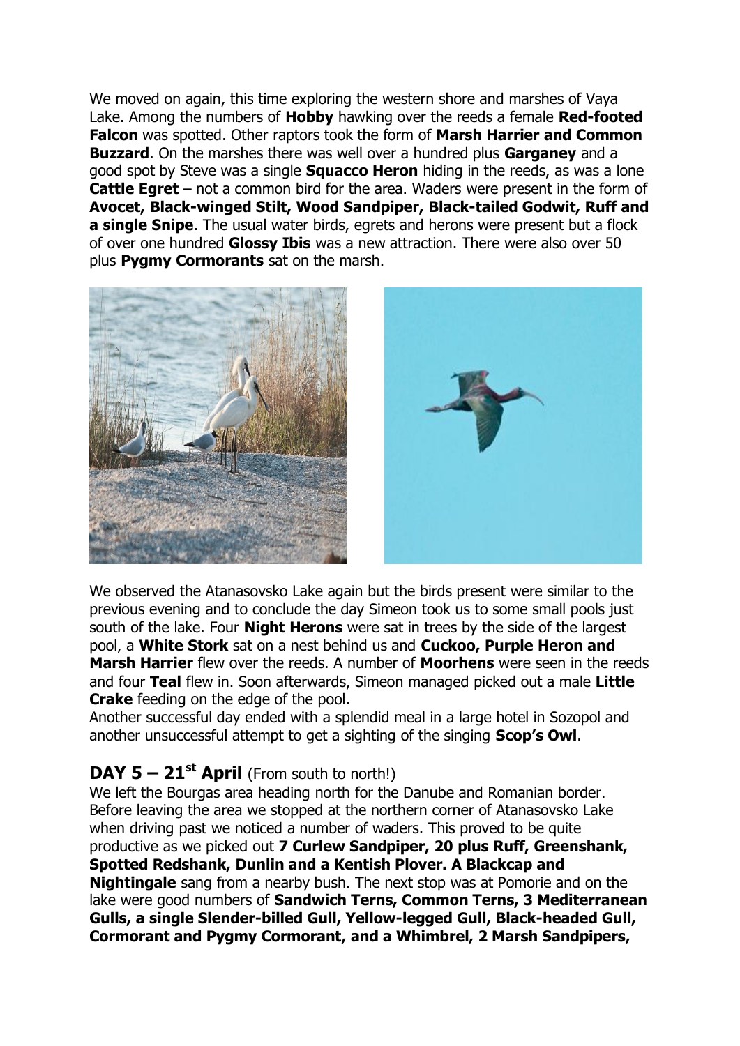We moved on again, this time exploring the western shore and marshes of Vaya Lake. Among the numbers of **Hobby** hawking over the reeds a female **Red-footed Falcon** was spotted. Other raptors took the form of **Marsh Harrier and Common Buzzard**. On the marshes there was well over a hundred plus **Garganey** and a good spot by Steve was a single **Squacco Heron** hiding in the reeds, as was a lone **Cattle Egret** – not a common bird for the area. Waders were present in the form of **Avocet, Black-winged Stilt, Wood Sandpiper, Black-tailed Godwit, Ruff and a single Snipe**. The usual water birds, egrets and herons were present but a flock of over one hundred **Glossy Ibis** was a new attraction. There were also over 50 plus **Pygmy Cormorants** sat on the marsh.

We observed the Atanasovsko Lake again but the birds present were similar to the previous evening and to conclude the day Simeon took us to some small pools just south of the lake. Four **Night Herons** were sat in trees by the side of the largest pool, a **White Stork** sat on a nest behind us and **Cuckoo, Purple Heron and Marsh Harrier** flew over the reeds. A number of **Moorhens** were seen in the reeds and four **Teal** flew in. Soon afterwards, Simeon managed picked out a male **Little Crake** feeding on the edge of the pool.
Another successful day ended with a splendid meal in a large hotel in Sozopol and another unsuccessful attempt to get a sighting of the singing **Scop's Owl**.

## DAY 5 – 21st April (From south to north!)

We left the Bourgas area heading north for the Danube and Romanian border. Before leaving the area we stopped at the northern corner of Atanasovsko Lake when driving past we noticed a number of waders. This proved to be quite productive as we picked out **7 Curlew Sandpiper, 20 plus Ruff, Greenshank, Spotted Redshank, Dunlin and a Kentish Plover. A Blackcap and Nightingale** sang from a nearby bush. The next stop was at Pomorie and on the lake were good numbers of **Sandwich Terns, Common Terns, 3 Mediterranean Gulls, a single Slender-billed Gull, Yellow-legged Gull, Black-headed Gull, Cormorant and Pygmy Cormorant, and a Whimbrel, 2 Marsh Sandpipers,**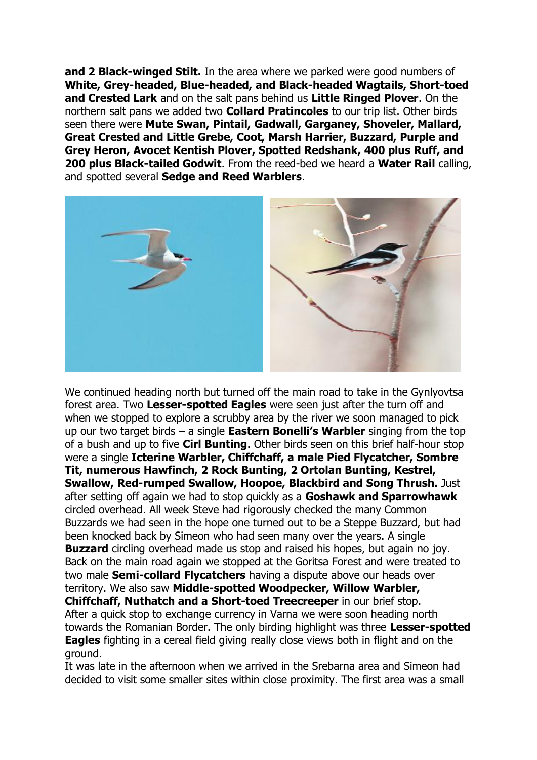**and 2 Black-winged Stilt.** In the area where we parked were good numbers of **White, Grey-headed, Blue-headed, and Black-headed Wagtails, Short-toed and Crested Lark** and on the salt pans behind us **Little Ringed Plover**. On the northern salt pans we added two **Collard Pratincoles** to our trip list. Other birds seen there were **Mute Swan, Pintail, Gadwall, Garganey, Shoveler, Mallard, Great Crested and Little Grebe, Coot, Marsh Harrier, Buzzard, Purple and Grey Heron, Avocet Kentish Plover, Spotted Redshank, 400 plus Ruff, and 200 plus Black-tailed Godwit**. From the reed-bed we heard a **Water Rail** calling, and spotted several **Sedge and Reed Warblers**.

We continued heading north but turned off the main road to take in the Gynlyovtsa forest area. Two **Lesser-spotted Eagles** were seen just after the turn off and when we stopped to explore a scrubby area by the river we soon managed to pick up our two target birds – a single **Eastern Bonelli's Warbler** singing from the top of a bush and up to five **Cirl Bunting**. Other birds seen on this brief half-hour stop were a single **Icterine Warbler, Chiffchaff, a male Pied Flycatcher, Sombre Tit, numerous Hawfinch, 2 Rock Bunting, 2 Ortolan Bunting, Kestrel, Swallow, Red-rumped Swallow, Hoopoe, Blackbird and Song Thrush.** Just after setting off again we had to stop quickly as a **Goshawk and Sparrowhawk** circled overhead. All week Steve had rigorously checked the many Common Buzzards we had seen in the hope one turned out to be a Steppe Buzzard, but had been knocked back by Simeon who had seen many over the years. A single **Buzzard** circling overhead made us stop and raised his hopes, but again no joy. Back on the main road again we stopped at the Goritsa Forest and were treated to two male **Semi-collard Flycatchers** having a dispute above our heads over territory. We also saw **Middle-spotted Woodpecker, Willow Warbler, Chiffchaff, Nuthatch and a Short-toed Treecreeper** in our brief stop.
After a quick stop to exchange currency in Varna we were soon heading north towards the Romanian Border. The only birding highlight was three **Lesser-spotted Eagles** fighting in a cereal field giving really close views both in flight and on the ground.
It was late in the afternoon when we arrived in the Srebarna area and Simeon had decided to visit some smaller sites within close proximity. The first area was a small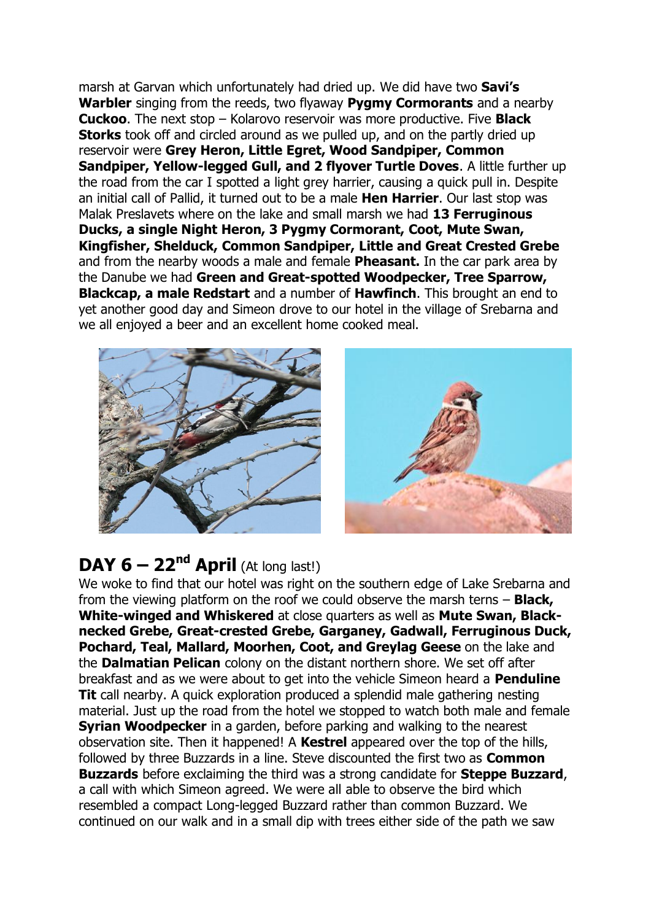marsh at Garvan which unfortunately had dried up. We did have two **Savi's Warbler** singing from the reeds, two flyaway **Pygmy Cormorants** and a nearby **Cuckoo**. The next stop – Kolarovo reservoir was more productive. Five **Black Storks** took off and circled around as we pulled up, and on the partly dried up reservoir were **Grey Heron, Little Egret, Wood Sandpiper, Common Sandpiper, Yellow-legged Gull, and 2 flyover Turtle Doves**. A little further up the road from the car I spotted a light grey harrier, causing a quick pull in. Despite an initial call of Pallid, it turned out to be a male **Hen Harrier**. Our last stop was Malak Preslavets where on the lake and small marsh we had **13 Ferruginous Ducks, a single Night Heron, 3 Pygmy Cormorant, Coot, Mute Swan, Kingfisher, Shelduck, Common Sandpiper, Little and Great Crested Grebe** and from the nearby woods a male and female **Pheasant.** In the car park area by the Danube we had **Green and Great-spotted Woodpecker, Tree Sparrow, Blackcap, a male Redstart** and a number of **Hawfinch**. This brought an end to yet another good day and Simeon drove to our hotel in the village of Srebarna and we all enjoyed a beer and an excellent home cooked meal.

## DAY 6 – 22nd April (At long last!)

We woke to find that our hotel was right on the southern edge of Lake Srebarna and from the viewing platform on the roof we could observe the marsh terns – **Black, White-winged and Whiskered** at close quarters as well as **Mute Swan, Black-necked Grebe, Great-crested Grebe, Garganey, Gadwall, Ferruginous Duck, Pochard, Teal, Mallard, Moorhen, Coot, and Greylag Geese** on the lake and the **Dalmatian Pelican** colony on the distant northern shore. We set off after breakfast and as we were about to get into the vehicle Simeon heard a **Penduline Tit** call nearby. A quick exploration produced a splendid male gathering nesting material. Just up the road from the hotel we stopped to watch both male and female **Syrian Woodpecker** in a garden, before parking and walking to the nearest observation site. Then it happened! A **Kestrel** appeared over the top of the hills, followed by three Buzzards in a line. Steve discounted the first two as **Common Buzzards** before exclaiming the third was a strong candidate for **Steppe Buzzard**, a call with which Simeon agreed. We were all able to observe the bird which resembled a compact Long-legged Buzzard rather than common Buzzard. We continued on our walk and in a small dip with trees either side of the path we saw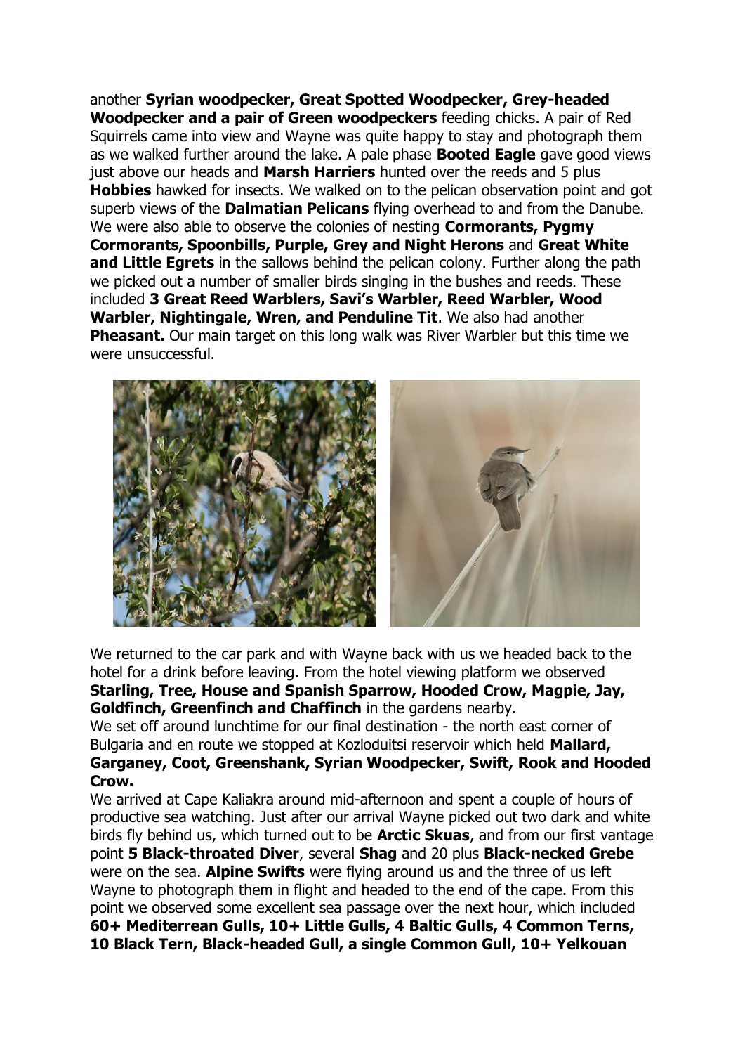another **Syrian woodpecker, Great Spotted Woodpecker, Grey-headed Woodpecker and a pair of Green woodpeckers** feeding chicks. A pair of Red Squirrels came into view and Wayne was quite happy to stay and photograph them as we walked further around the lake. A pale phase **Booted Eagle** gave good views just above our heads and **Marsh Harriers** hunted over the reeds and 5 plus **Hobbies** hawked for insects. We walked on to the pelican observation point and got superb views of the **Dalmatian Pelicans** flying overhead to and from the Danube. We were also able to observe the colonies of nesting **Cormorants, Pygmy Cormorants, Spoonbills, Purple, Grey and Night Herons** and **Great White and Little Egrets** in the sallows behind the pelican colony. Further along the path we picked out a number of smaller birds singing in the bushes and reeds. These included **3 Great Reed Warblers, Savi's Warbler, Reed Warbler, Wood Warbler, Nightingale, Wren, and Penduline Tit**. We also had another **Pheasant.** Our main target on this long walk was River Warbler but this time we were unsuccessful.

We returned to the car park and with Wayne back with us we headed back to the hotel for a drink before leaving. From the hotel viewing platform we observed **Starling, Tree, House and Spanish Sparrow, Hooded Crow, Magpie, Jay, Goldfinch, Greenfinch and Chaffinch** in the gardens nearby.

We set off around lunchtime for our final destination - the north east corner of Bulgaria and en route we stopped at Kozloduitsi reservoir which held **Mallard, Garganey, Coot, Greenshank, Syrian Woodpecker, Swift, Rook and Hooded Crow.**

We arrived at Cape Kaliakra around mid-afternoon and spent a couple of hours of productive sea watching. Just after our arrival Wayne picked out two dark and white birds fly behind us, which turned out to be **Arctic Skuas**, and from our first vantage point **5 Black-throated Diver**, several **Shag** and 20 plus **Black-necked Grebe** were on the sea. **Alpine Swifts** were flying around us and the three of us left Wayne to photograph them in flight and headed to the end of the cape. From this point we observed some excellent sea passage over the next hour, which included **60+ Mediterrean Gulls, 10+ Little Gulls, 4 Baltic Gulls, 4 Common Terns, 10 Black Tern, Black-headed Gull, a single Common Gull, 10+ Yelkouan**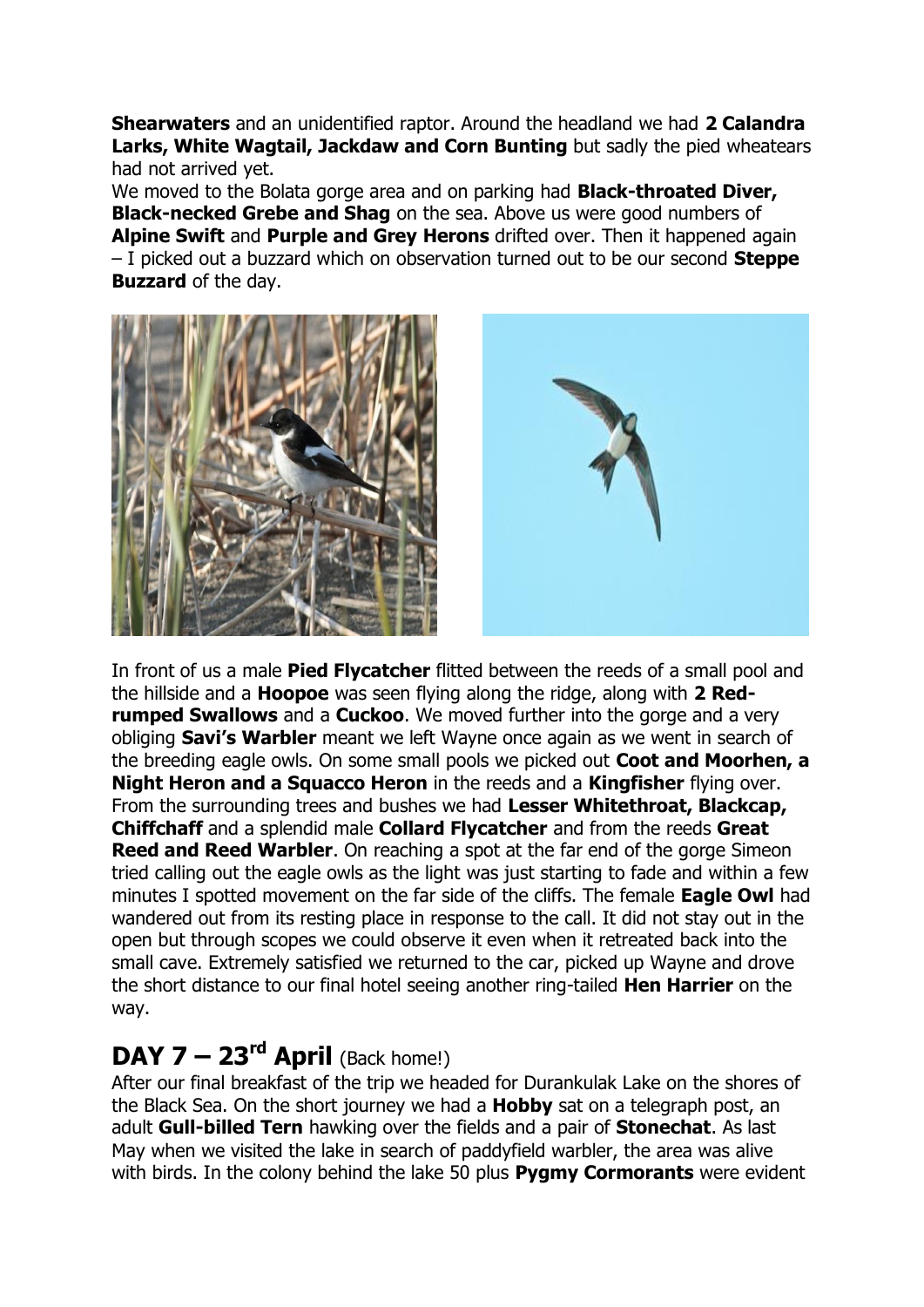**Shearwaters** and an unidentified raptor. Around the headland we had **2 Calandra Larks, White Wagtail, Jackdaw and Corn Bunting** but sadly the pied wheatears had not arrived yet.
We moved to the Bolata gorge area and on parking had **Black-throated Diver, Black-necked Grebe and Shag** on the sea. Above us were good numbers of **Alpine Swift** and **Purple and Grey Herons** drifted over. Then it happened again – I picked out a buzzard which on observation turned out to be our second **Steppe Buzzard** of the day.

In front of us a male **Pied Flycatcher** flitted between the reeds of a small pool and the hillside and a **Hoopoe** was seen flying along the ridge, along with **2 Red-rumped Swallows** and a **Cuckoo**. We moved further into the gorge and a very obliging **Savi's Warbler** meant we left Wayne once again as we went in search of the breeding eagle owls. On some small pools we picked out **Coot and Moorhen, a Night Heron and a Squacco Heron** in the reeds and a **Kingfisher** flying over. From the surrounding trees and bushes we had **Lesser Whitethroat, Blackcap, Chiffchaff** and a splendid male **Collard Flycatcher** and from the reeds **Great Reed and Reed Warbler**. On reaching a spot at the far end of the gorge Simeon tried calling out the eagle owls as the light was just starting to fade and within a few minutes I spotted movement on the far side of the cliffs. The female **Eagle Owl** had wandered out from its resting place in response to the call. It did not stay out in the open but through scopes we could observe it even when it retreated back into the small cave. Extremely satisfied we returned to the car, picked up Wayne and drove the short distance to our final hotel seeing another ring-tailed **Hen Harrier** on the way.

## DAY 7 – 23rd April (Back home!)

After our final breakfast of the trip we headed for Durankulak Lake on the shores of the Black Sea. On the short journey we had a **Hobby** sat on a telegraph post, an adult **Gull-billed Tern** hawking over the fields and a pair of **Stonechat**. As last May when we visited the lake in search of paddyfield warbler, the area was alive with birds. In the colony behind the lake 50 plus **Pygmy Cormorants** were evident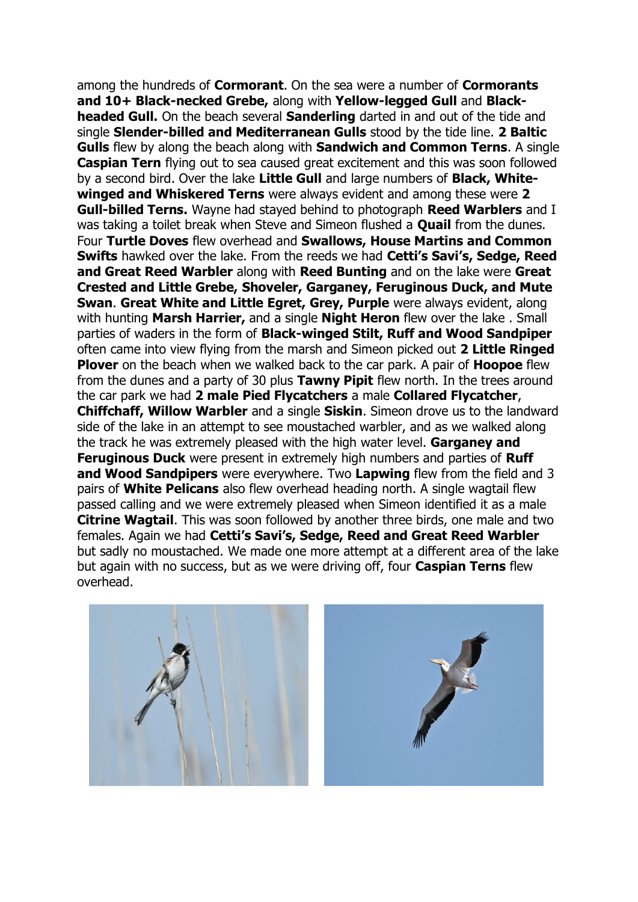among the hundreds of **Cormorant**. On the sea were a number of **Cormorants and 10+ Black-necked Grebe,** along with **Yellow-legged Gull** and **Black-headed Gull.** On the beach several **Sanderling** darted in and out of the tide and single **Slender-billed and Mediterranean Gulls** stood by the tide line. **2 Baltic Gulls** flew by along the beach along with **Sandwich and Common Terns**. A single **Caspian Tern** flying out to sea caused great excitement and this was soon followed by a second bird. Over the lake **Little Gull** and large numbers of **Black, White-winged and Whiskered Terns** were always evident and among these were **2 Gull-billed Terns.** Wayne had stayed behind to photograph **Reed Warblers** and I was taking a toilet break when Steve and Simeon flushed a **Quail** from the dunes. Four **Turtle Doves** flew overhead and **Swallows, House Martins and Common Swifts** hawked over the lake. From the reeds we had **Cetti's Savi's, Sedge, Reed and Great Reed Warbler** along with **Reed Bunting** and on the lake were **Great Crested and Little Grebe, Shoveler, Garganey, Feruginous Duck, and Mute Swan**. **Great White and Little Egret, Grey, Purple** were always evident, along with hunting **Marsh Harrier,** and a single **Night Heron** flew over the lake . Small parties of waders in the form of **Black-winged Stilt, Ruff and Wood Sandpiper** often came into view flying from the marsh and Simeon picked out **2 Little Ringed Plover** on the beach when we walked back to the car park. A pair of **Hoopoe** flew from the dunes and a party of 30 plus **Tawny Pipit** flew north. In the trees around the car park we had **2 male Pied Flycatchers** a male **Collared Flycatcher**, **Chiffchaff, Willow Warbler** and a single **Siskin**. Simeon drove us to the landward side of the lake in an attempt to see moustached warbler, and as we walked along the track he was extremely pleased with the high water level. **Garganey and Feruginous Duck** were present in extremely high numbers and parties of **Ruff and Wood Sandpipers** were everywhere. Two **Lapwing** flew from the field and 3 pairs of **White Pelicans** also flew overhead heading north. A single wagtail flew passed calling and we were extremely pleased when Simeon identified it as a male **Citrine Wagtail**. This was soon followed by another three birds, one male and two females. Again we had **Cetti's Savi's, Sedge, Reed and Great Reed Warbler** but sadly no moustached. We made one more attempt at a different area of the lake but again with no success, but as we were driving off, four **Caspian Terns** flew overhead.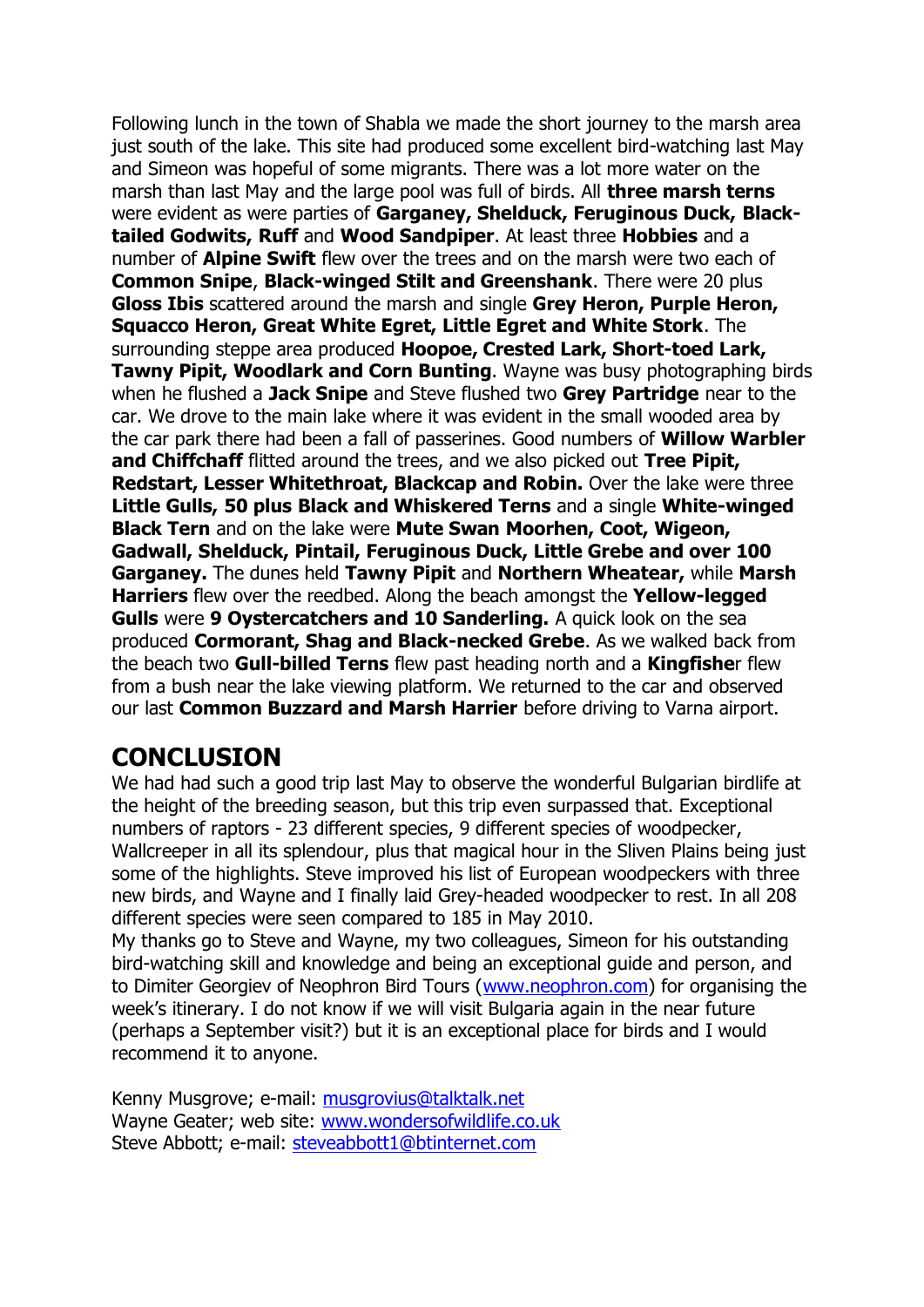Following lunch in the town of Shabla we made the short journey to the marsh area just south of the lake. This site had produced some excellent bird-watching last May and Simeon was hopeful of some migrants. There was a lot more water on the marsh than last May and the large pool was full of birds. All **three marsh terns** were evident as were parties of **Garganey, Shelduck, Feruginous Duck, Black-tailed Godwits, Ruff** and **Wood Sandpiper**. At least three **Hobbies** and a number of **Alpine Swift** flew over the trees and on the marsh were two each of **Common Snipe**, **Black-winged Stilt and Greenshank**. There were 20 plus **Gloss Ibis** scattered around the marsh and single **Grey Heron, Purple Heron, Squacco Heron, Great White Egret, Little Egret and White Stork**. The surrounding steppe area produced **Hoopoe, Crested Lark, Short-toed Lark, Tawny Pipit, Woodlark and Corn Bunting**. Wayne was busy photographing birds when he flushed a **Jack Snipe** and Steve flushed two **Grey Partridge** near to the car. We drove to the main lake where it was evident in the small wooded area by the car park there had been a fall of passerines. Good numbers of **Willow Warbler and Chiffchaff** flitted around the trees, and we also picked out **Tree Pipit, Redstart, Lesser Whitethroat, Blackcap and Robin.** Over the lake were three **Little Gulls, 50 plus Black and Whiskered Terns** and a single **White-winged Black Tern** and on the lake were **Mute Swan Moorhen, Coot, Wigeon, Gadwall, Shelduck, Pintail, Feruginous Duck, Little Grebe and over 100 Garganey.** The dunes held **Tawny Pipit** and **Northern Wheatear,** while **Marsh Harriers** flew over the reedbed. Along the beach amongst the **Yellow-legged Gulls** were **9 Oystercatchers and 10 Sanderling.** A quick look on the sea produced **Cormorant, Shag and Black-necked Grebe**. As we walked back from the beach two **Gull-billed Terns** flew past heading north and a **Kingfishe**r flew from a bush near the lake viewing platform. We returned to the car and observed our last **Common Buzzard and Marsh Harrier** before driving to Varna airport.

## CONCLUSION

We had had such a good trip last May to observe the wonderful Bulgarian birdlife at the height of the breeding season, but this trip even surpassed that. Exceptional numbers of raptors - 23 different species, 9 different species of woodpecker, Wallcreeper in all its splendour, plus that magical hour in the Sliven Plains being just some of the highlights. Steve improved his list of European woodpeckers with three new birds, and Wayne and I finally laid Grey-headed woodpecker to rest. In all 208 different species were seen compared to 185 in May 2010.

My thanks go to Steve and Wayne, my two colleagues, Simeon for his outstanding bird-watching skill and knowledge and being an exceptional guide and person, and to Dimiter Georgiev of Neophron Bird Tours (www.neophron.com) for organising the week's itinerary. I do not know if we will visit Bulgaria again in the near future (perhaps a September visit?) but it is an exceptional place for birds and I would recommend it to anyone.

Kenny Musgrove; e-mail: musgrovius@talktalk.net
Wayne Geater; web site: www.wondersofwildlife.co.uk
Steve Abbott; e-mail: steveabbott1@btinternet.com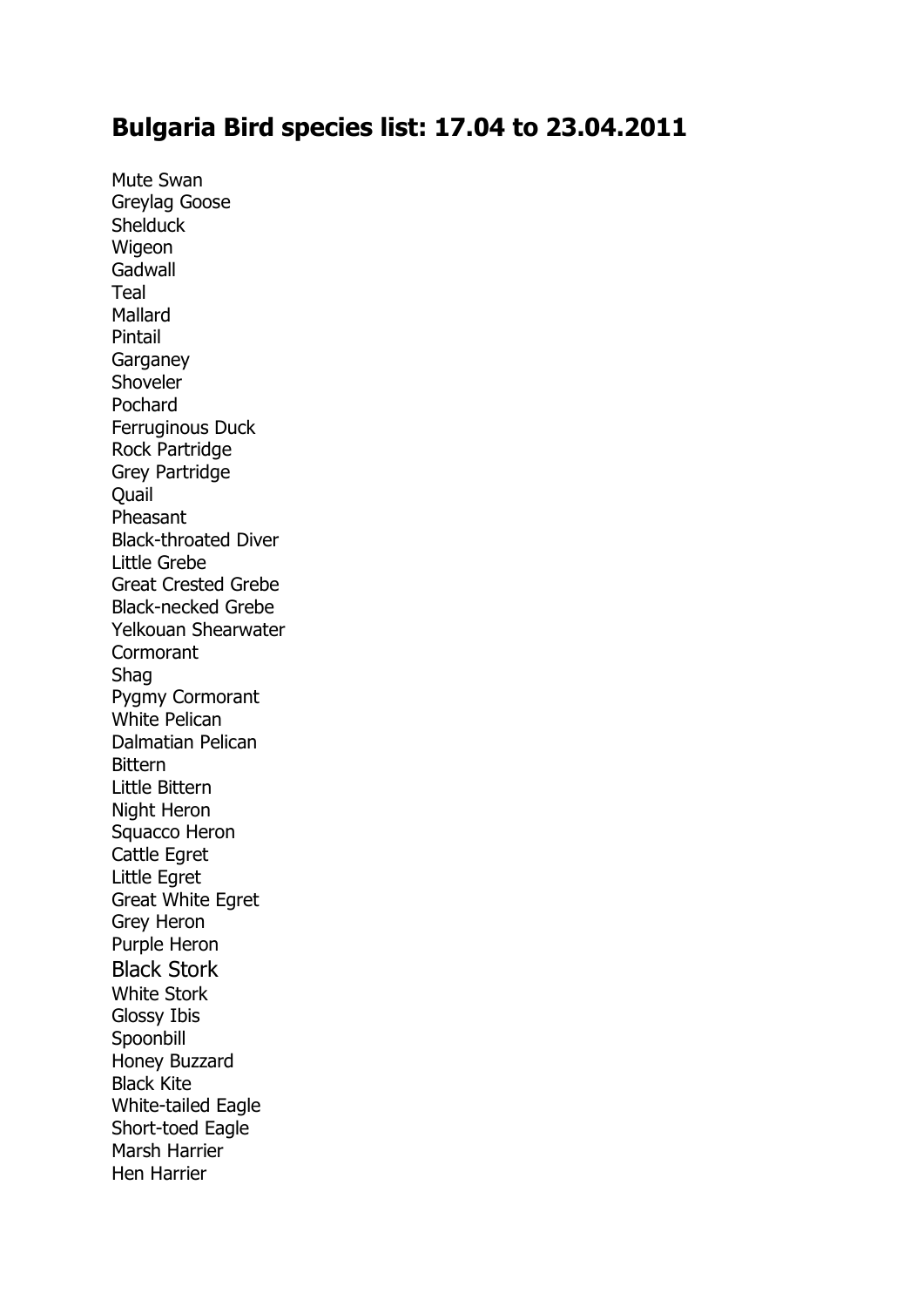## Bulgaria Bird species list: 17.04 to 23.04.2011

Mute Swan
Greylag Goose
Shelduck
Wigeon
Gadwall
Teal
Mallard
Pintail
Garganey
Shoveler
Pochard
Ferruginous Duck
Rock Partridge
Grey Partridge
Quail
Pheasant
Black-throated Diver
Little Grebe
Great Crested Grebe
Black-necked Grebe
Yelkouan Shearwater
Cormorant
Shag
Pygmy Cormorant
White Pelican
Dalmatian Pelican
Bittern
Little Bittern
Night Heron
Squacco Heron
Cattle Egret
Little Egret
Great White Egret
Grey Heron
Purple Heron
Black Stork
White Stork
Glossy Ibis
Spoonbill
Honey Buzzard
Black Kite
White-tailed Eagle
Short-toed Eagle
Marsh Harrier
Hen Harrier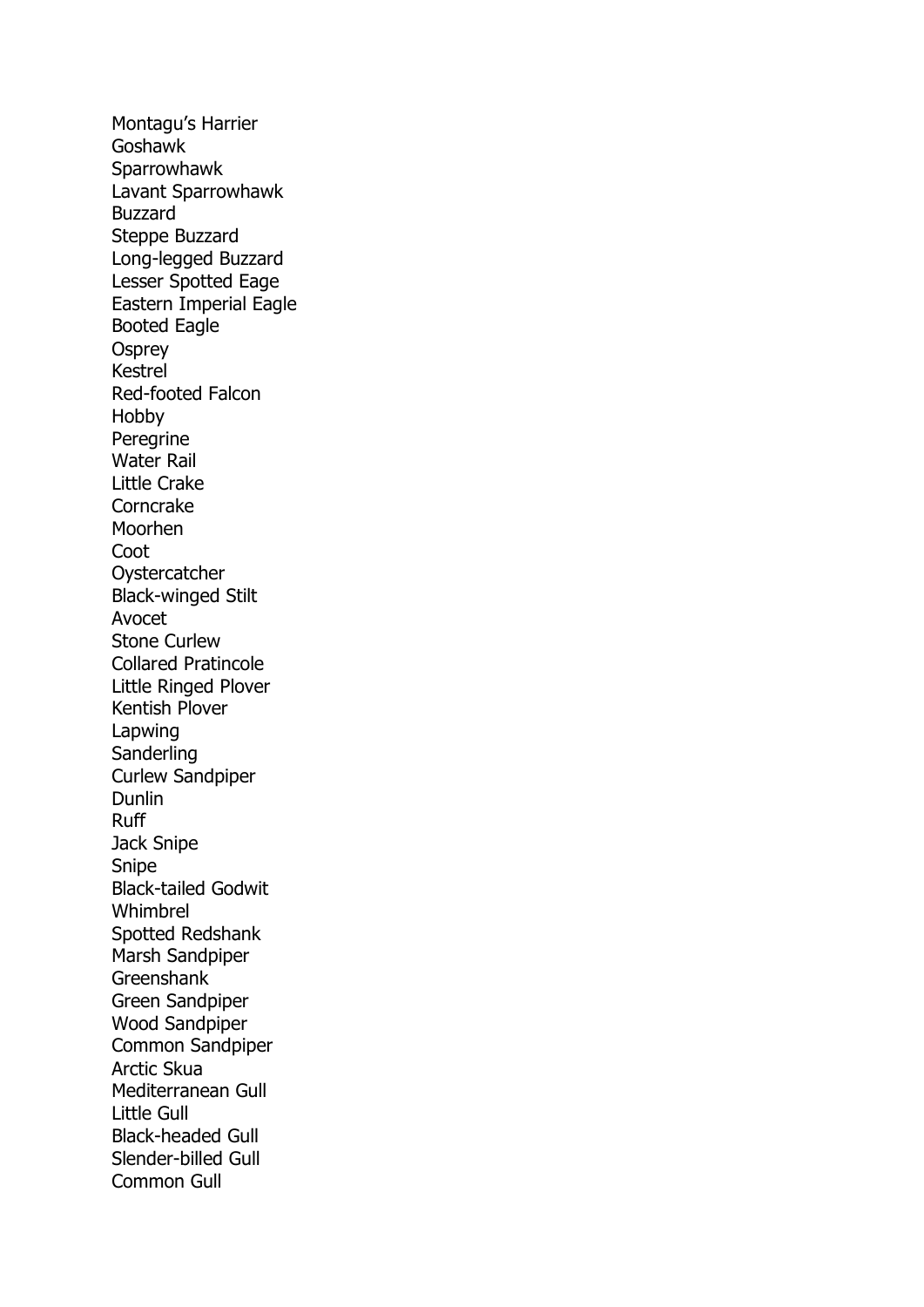Montagu's Harrier
Goshawk
Sparrowhawk
Lavant Sparrowhawk
Buzzard
Steppe Buzzard
Long-legged Buzzard
Lesser Spotted Eage
Eastern Imperial Eagle
Booted Eagle
Osprey
Kestrel
Red-footed Falcon
Hobby
Peregrine
Water Rail
Little Crake
Corncrake
Moorhen
Coot
Oystercatcher
Black-winged Stilt
Avocet
Stone Curlew
Collared Pratincole
Little Ringed Plover
Kentish Plover
Lapwing
Sanderling
Curlew Sandpiper
Dunlin
Ruff
Jack Snipe
Snipe
Black-tailed Godwit
Whimbrel
Spotted Redshank
Marsh Sandpiper
Greenshank
Green Sandpiper
Wood Sandpiper
Common Sandpiper
Arctic Skua
Mediterranean Gull
Little Gull
Black-headed Gull
Slender-billed Gull
Common Gull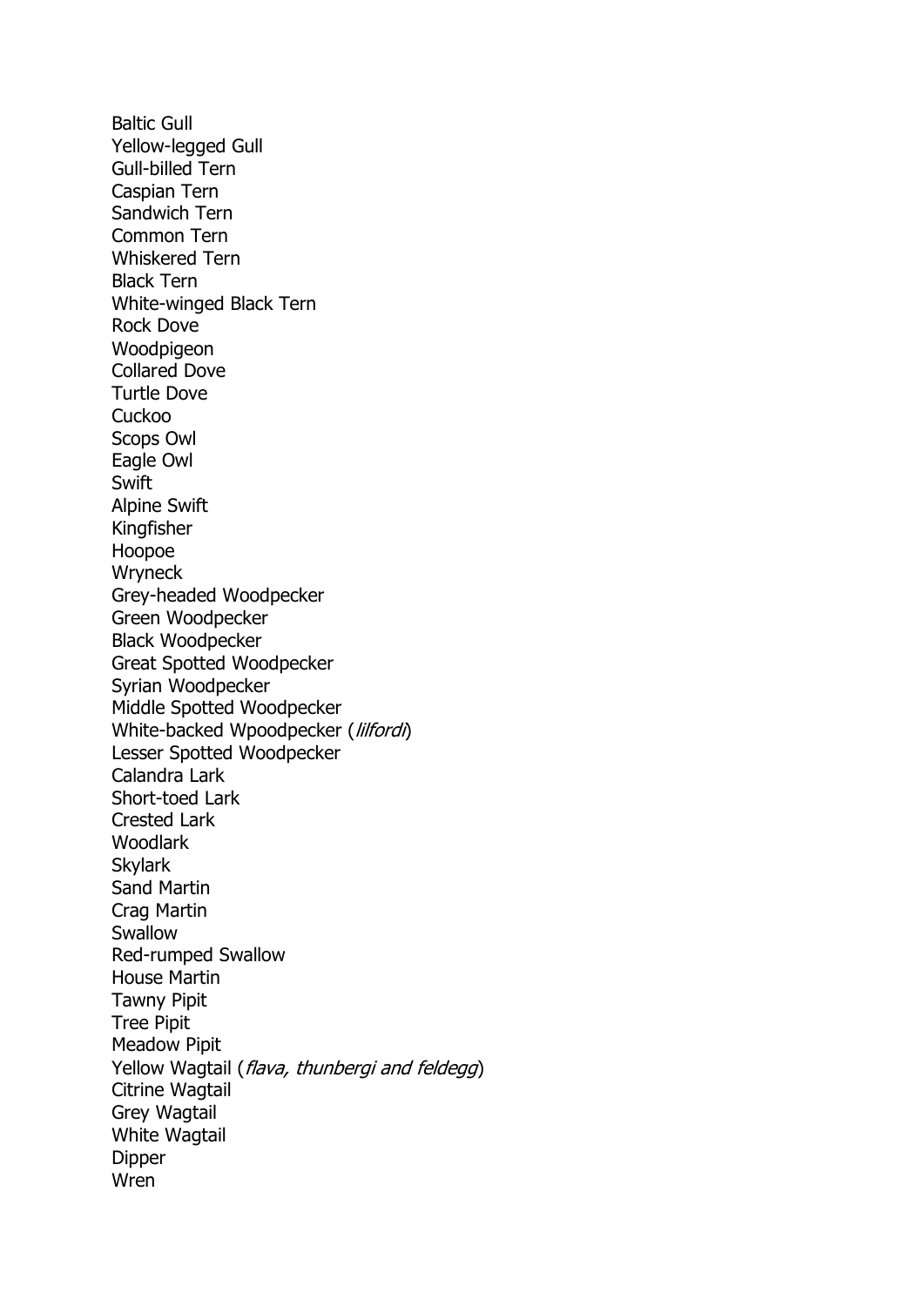Baltic Gull
Yellow-legged Gull
Gull-billed Tern
Caspian Tern
Sandwich Tern
Common Tern
Whiskered Tern
Black Tern
White-winged Black Tern
Rock Dove
Woodpigeon
Collared Dove
Turtle Dove
Cuckoo
Scops Owl
Eagle Owl
Swift
Alpine Swift
Kingfisher
Hoopoe
Wryneck
Grey-headed Woodpecker
Green Woodpecker
Black Woodpecker
Great Spotted Woodpecker
Syrian Woodpecker
Middle Spotted Woodpecker
White-backed Wpoodpecker (*lilfordi*)
Lesser Spotted Woodpecker
Calandra Lark
Short-toed Lark
Crested Lark
Woodlark
Skylark
Sand Martin
Crag Martin
Swallow
Red-rumped Swallow
House Martin
Tawny Pipit
Tree Pipit
Meadow Pipit
Yellow Wagtail (*flava, thunbergi and feldegg*)
Citrine Wagtail
Grey Wagtail
White Wagtail
Dipper
Wren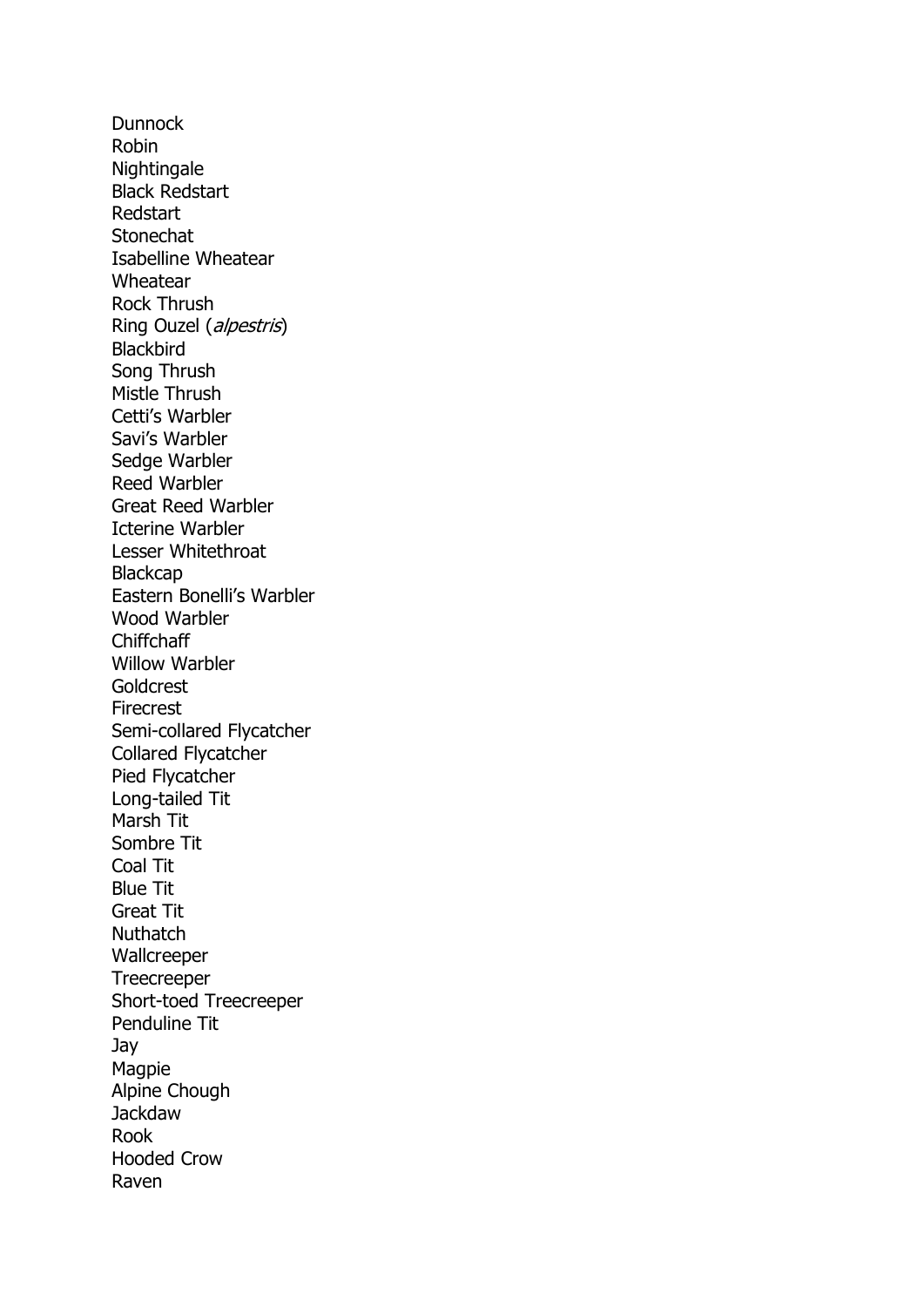Dunnock
Robin
Nightingale
Black Redstart
Redstart
Stonechat
Isabelline Wheatear
Wheatear
Rock Thrush
Ring Ouzel (*alpestris*)
Blackbird
Song Thrush
Mistle Thrush
Cetti's Warbler
Savi's Warbler
Sedge Warbler
Reed Warbler
Great Reed Warbler
Icterine Warbler
Lesser Whitethroat
Blackcap
Eastern Bonelli's Warbler
Wood Warbler
Chiffchaff
Willow Warbler
Goldcrest
Firecrest
Semi-collared Flycatcher
Collared Flycatcher
Pied Flycatcher
Long-tailed Tit
Marsh Tit
Sombre Tit
Coal Tit
Blue Tit
Great Tit
Nuthatch
Wallcreeper
Treecreeper
Short-toed Treecreeper
Penduline Tit
Jay
Magpie
Alpine Chough
Jackdaw
Rook
Hooded Crow
Raven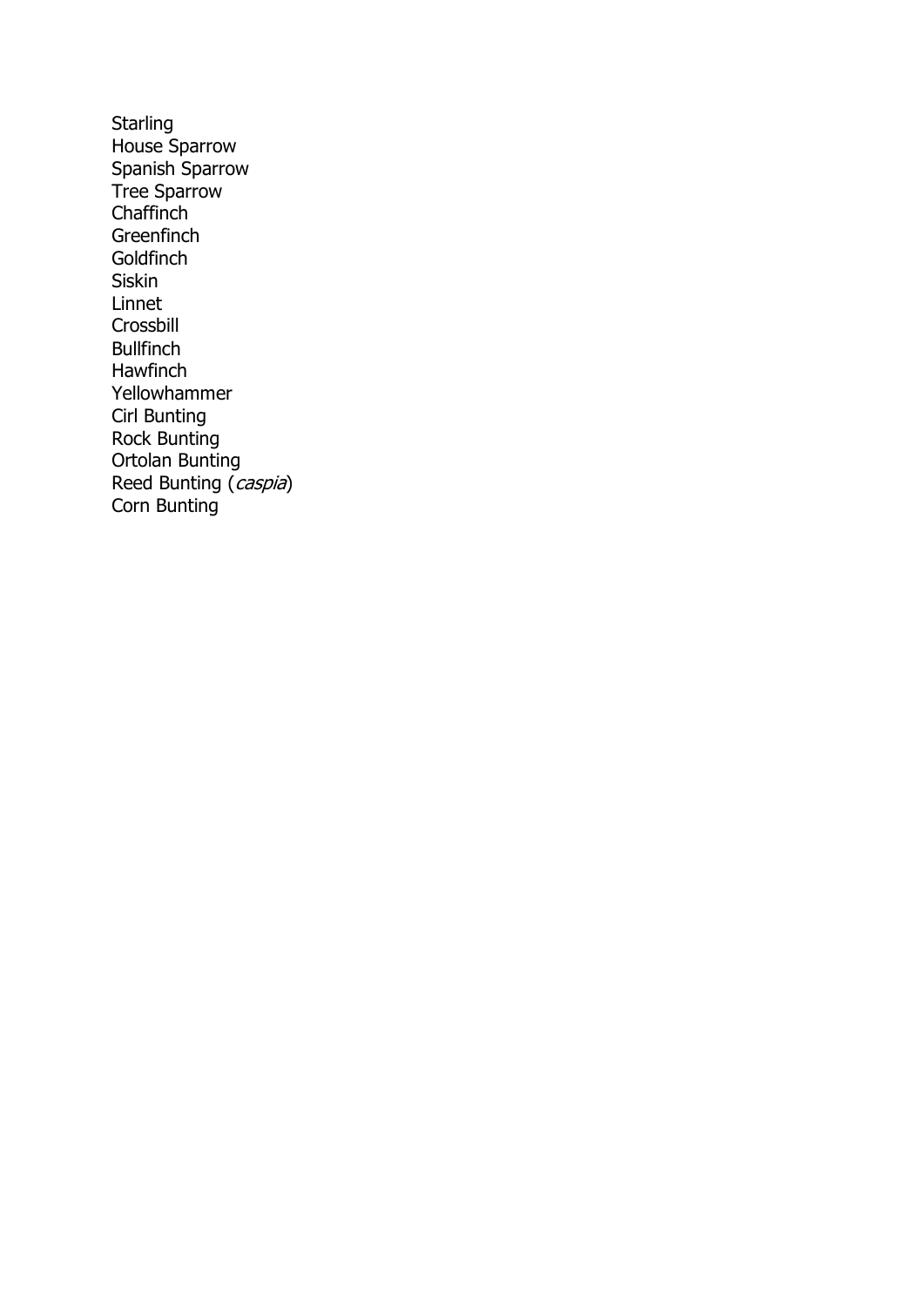Starling
House Sparrow
Spanish Sparrow
Tree Sparrow
Chaffinch
Greenfinch
Goldfinch
Siskin
Linnet
Crossbill
Bullfinch
Hawfinch
Yellowhammer
Cirl Bunting
Rock Bunting
Ortolan Bunting
Reed Bunting (*caspia*)
Corn Bunting